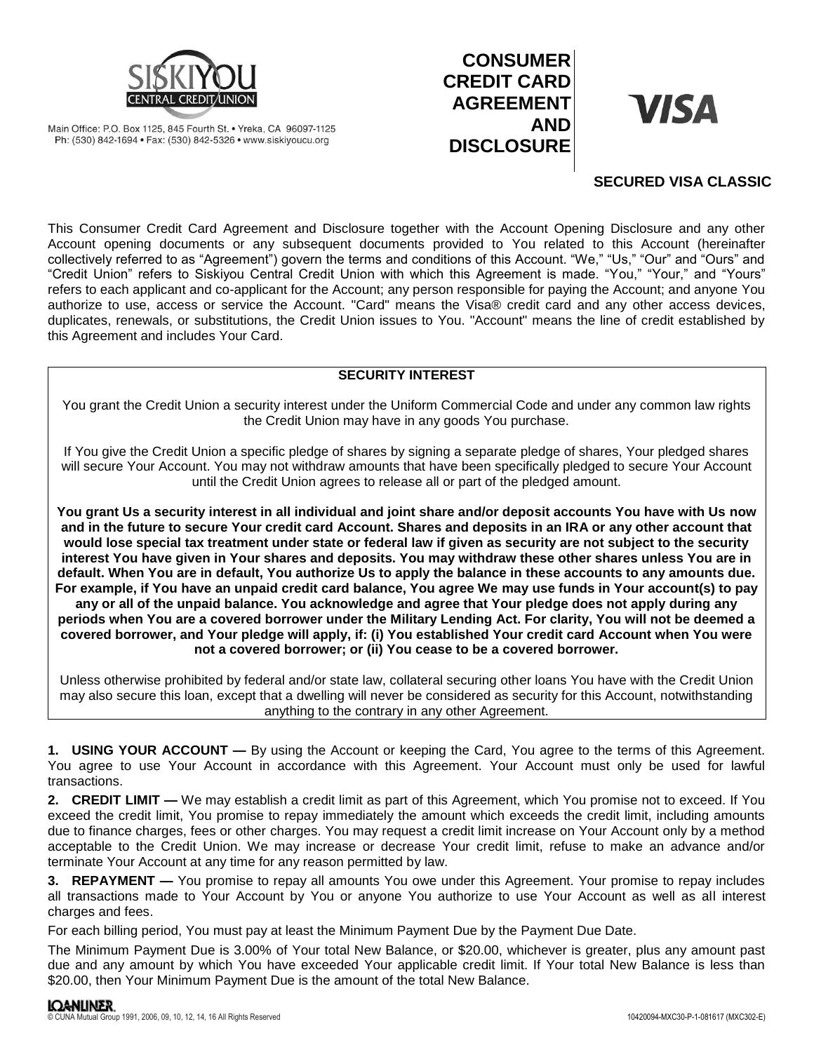Main Office: P.O. Box 1125, 845 Fourth St. • Yreka, CA 96097-1125
Ph: (530) 842-1694 • Fax: (530) 842-5326 • www.siskiyoucu.org

# CONSUMER CREDIT CARD AGREEMENT AND DISCLOSURE

**VISA**

**SECURED VISA CLASSIC**

This Consumer Credit Card Agreement and Disclosure together with the Account Opening Disclosure and any other Account opening documents or any subsequent documents provided to You related to this Account (hereinafter collectively referred to as "Agreement") govern the terms and conditions of this Account. "We," "Us," "Our" and "Ours" and "Credit Union" refers to Siskiyou Central Credit Union with which this Agreement is made. "You," "Your," and "Yours" refers to each applicant and co-applicant for the Account; any person responsible for paying the Account; and anyone You authorize to use, access or service the Account. "Card" means the Visa® credit card and any other access devices, duplicates, renewals, or substitutions, the Credit Union issues to You. "Account" means the line of credit established by this Agreement and includes Your Card.

## SECURITY INTEREST

You grant the Credit Union a security interest under the Uniform Commercial Code and under any common law rights the Credit Union may have in any goods You purchase.

If You give the Credit Union a specific pledge of shares by signing a separate pledge of shares, Your pledged shares will secure Your Account. You may not withdraw amounts that have been specifically pledged to secure Your Account until the Credit Union agrees to release all or part of the pledged amount.

**You grant Us a security interest in all individual and joint share and/or deposit accounts You have with Us now and in the future to secure Your credit card Account. Shares and deposits in an IRA or any other account that would lose special tax treatment under state or federal law if given as security are not subject to the security interest You have given in Your shares and deposits. You may withdraw these other shares unless You are in default. When You are in default, You authorize Us to apply the balance in these accounts to any amounts due. For example, if You have an unpaid credit card balance, You agree We may use funds in Your account(s) to pay any or all of the unpaid balance. You acknowledge and agree that Your pledge does not apply during any periods when You are a covered borrower under the Military Lending Act. For clarity, You will not be deemed a covered borrower, and Your pledge will apply, if: (i) You established Your credit card Account when You were not a covered borrower; or (ii) You cease to be a covered borrower.**

Unless otherwise prohibited by federal and/or state law, collateral securing other loans You have with the Credit Union may also secure this loan, except that a dwelling will never be considered as security for this Account, notwithstanding anything to the contrary in any other Agreement.

**1. USING YOUR ACCOUNT —** By using the Account or keeping the Card, You agree to the terms of this Agreement. You agree to use Your Account in accordance with this Agreement. Your Account must only be used for lawful transactions.

**2. CREDIT LIMIT —** We may establish a credit limit as part of this Agreement, which You promise not to exceed. If You exceed the credit limit, You promise to repay immediately the amount which exceeds the credit limit, including amounts due to finance charges, fees or other charges. You may request a credit limit increase on Your Account only by a method acceptable to the Credit Union. We may increase or decrease Your credit limit, refuse to make an advance and/or terminate Your Account at any time for any reason permitted by law.

**3. REPAYMENT —** You promise to repay all amounts You owe under this Agreement. Your promise to repay includes all transactions made to Your Account by You or anyone You authorize to use Your Account as well as all interest charges and fees.

For each billing period, You must pay at least the Minimum Payment Due by the Payment Due Date.

The Minimum Payment Due is 3.00% of Your total New Balance, or $20.00, whichever is greater, plus any amount past due and any amount by which You have exceeded Your applicable credit limit. If Your total New Balance is less than $20.00, then Your Minimum Payment Due is the amount of the total New Balance.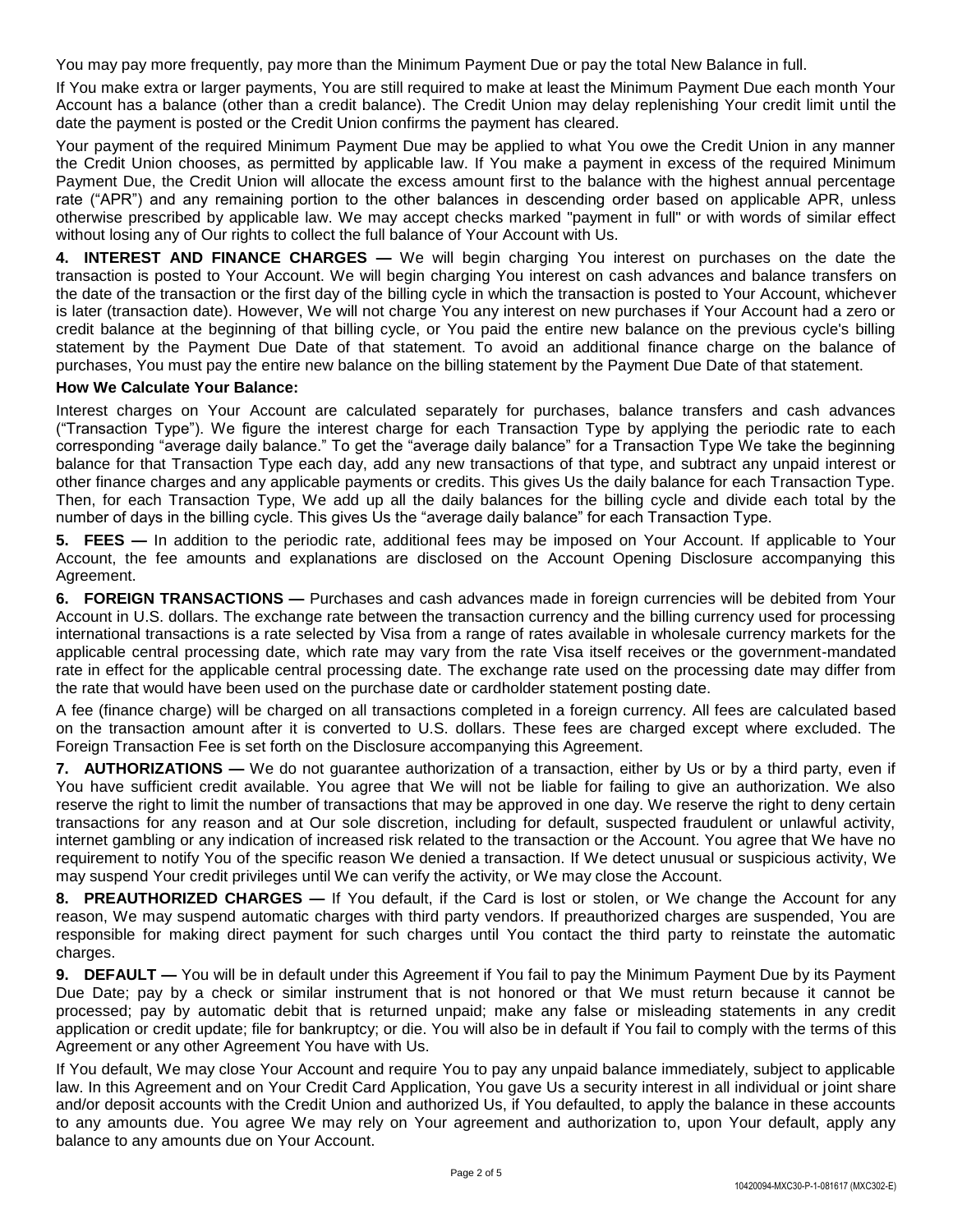You may pay more frequently, pay more than the Minimum Payment Due or pay the total New Balance in full.

If You make extra or larger payments, You are still required to make at least the Minimum Payment Due each month Your Account has a balance (other than a credit balance). The Credit Union may delay replenishing Your credit limit until the date the payment is posted or the Credit Union confirms the payment has cleared.

Your payment of the required Minimum Payment Due may be applied to what You owe the Credit Union in any manner the Credit Union chooses, as permitted by applicable law. If You make a payment in excess of the required Minimum Payment Due, the Credit Union will allocate the excess amount first to the balance with the highest annual percentage rate ("APR") and any remaining portion to the other balances in descending order based on applicable APR, unless otherwise prescribed by applicable law. We may accept checks marked "payment in full" or with words of similar effect without losing any of Our rights to collect the full balance of Your Account with Us.

**4. INTEREST AND FINANCE CHARGES —** We will begin charging You interest on purchases on the date the transaction is posted to Your Account. We will begin charging You interest on cash advances and balance transfers on the date of the transaction or the first day of the billing cycle in which the transaction is posted to Your Account, whichever is later (transaction date). However, We will not charge You any interest on new purchases if Your Account had a zero or credit balance at the beginning of that billing cycle, or You paid the entire new balance on the previous cycle's billing statement by the Payment Due Date of that statement. To avoid an additional finance charge on the balance of purchases, You must pay the entire new balance on the billing statement by the Payment Due Date of that statement.

**How We Calculate Your Balance:**

Interest charges on Your Account are calculated separately for purchases, balance transfers and cash advances ("Transaction Type"). We figure the interest charge for each Transaction Type by applying the periodic rate to each corresponding "average daily balance." To get the "average daily balance" for a Transaction Type We take the beginning balance for that Transaction Type each day, add any new transactions of that type, and subtract any unpaid interest or other finance charges and any applicable payments or credits. This gives Us the daily balance for each Transaction Type. Then, for each Transaction Type, We add up all the daily balances for the billing cycle and divide each total by the number of days in the billing cycle. This gives Us the "average daily balance" for each Transaction Type.

**5. FEES —** In addition to the periodic rate, additional fees may be imposed on Your Account. If applicable to Your Account, the fee amounts and explanations are disclosed on the Account Opening Disclosure accompanying this Agreement.

**6. FOREIGN TRANSACTIONS —** Purchases and cash advances made in foreign currencies will be debited from Your Account in U.S. dollars. The exchange rate between the transaction currency and the billing currency used for processing international transactions is a rate selected by Visa from a range of rates available in wholesale currency markets for the applicable central processing date, which rate may vary from the rate Visa itself receives or the government-mandated rate in effect for the applicable central processing date. The exchange rate used on the processing date may differ from the rate that would have been used on the purchase date or cardholder statement posting date.

A fee (finance charge) will be charged on all transactions completed in a foreign currency. All fees are calculated based on the transaction amount after it is converted to U.S. dollars. These fees are charged except where excluded. The Foreign Transaction Fee is set forth on the Disclosure accompanying this Agreement.

**7. AUTHORIZATIONS —** We do not guarantee authorization of a transaction, either by Us or by a third party, even if You have sufficient credit available. You agree that We will not be liable for failing to give an authorization. We also reserve the right to limit the number of transactions that may be approved in one day. We reserve the right to deny certain transactions for any reason and at Our sole discretion, including for default, suspected fraudulent or unlawful activity, internet gambling or any indication of increased risk related to the transaction or the Account. You agree that We have no requirement to notify You of the specific reason We denied a transaction. If We detect unusual or suspicious activity, We may suspend Your credit privileges until We can verify the activity, or We may close the Account.

**8. PREAUTHORIZED CHARGES —** If You default, if the Card is lost or stolen, or We change the Account for any reason, We may suspend automatic charges with third party vendors. If preauthorized charges are suspended, You are responsible for making direct payment for such charges until You contact the third party to reinstate the automatic charges.

**9. DEFAULT —** You will be in default under this Agreement if You fail to pay the Minimum Payment Due by its Payment Due Date; pay by a check or similar instrument that is not honored or that We must return because it cannot be processed; pay by automatic debit that is returned unpaid; make any false or misleading statements in any credit application or credit update; file for bankruptcy; or die. You will also be in default if You fail to comply with the terms of this Agreement or any other Agreement You have with Us.

If You default, We may close Your Account and require You to pay any unpaid balance immediately, subject to applicable law. In this Agreement and on Your Credit Card Application, You gave Us a security interest in all individual or joint share and/or deposit accounts with the Credit Union and authorized Us, if You defaulted, to apply the balance in these accounts to any amounts due. You agree We may rely on Your agreement and authorization to, upon Your default, apply any balance to any amounts due on Your Account.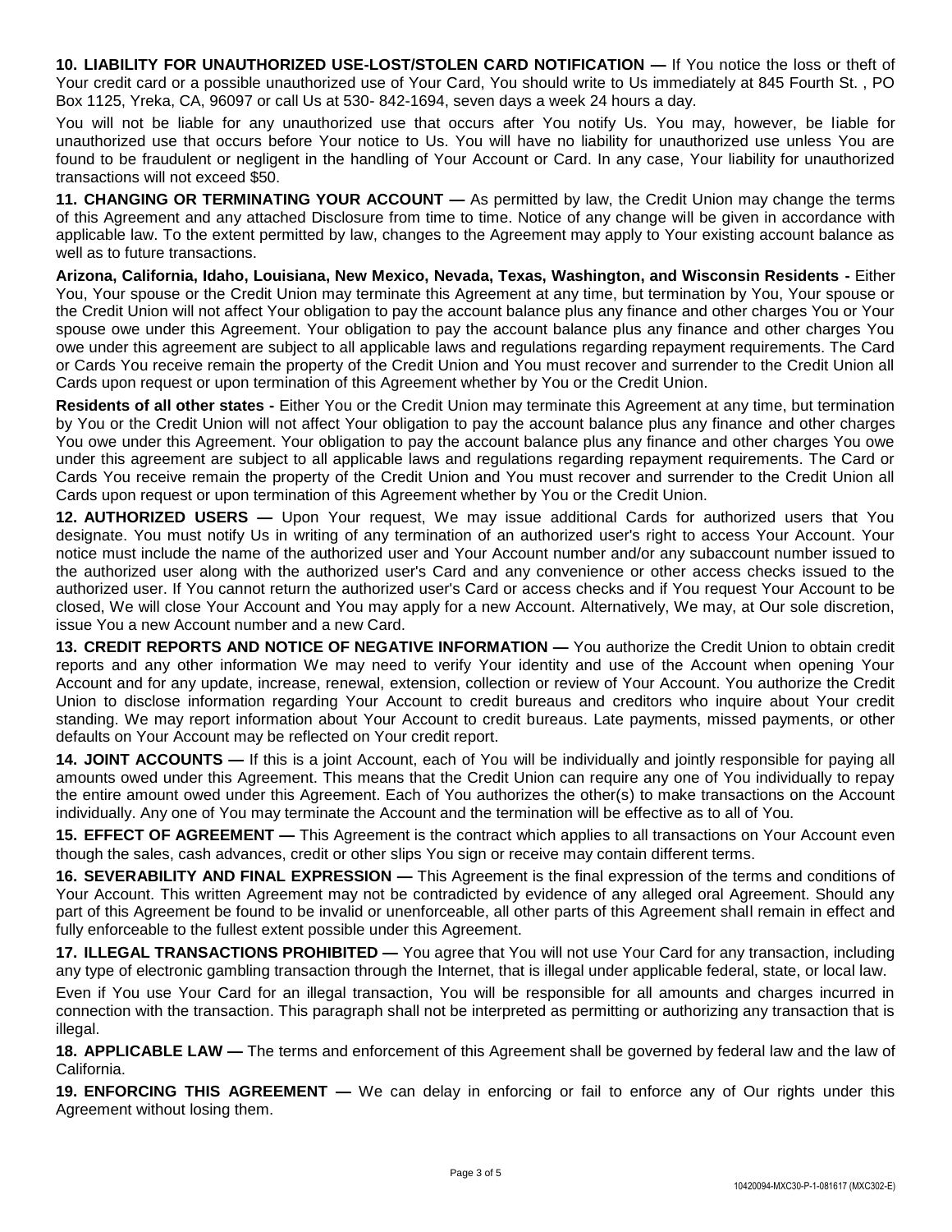**10. LIABILITY FOR UNAUTHORIZED USE-LOST/STOLEN CARD NOTIFICATION —** If You notice the loss or theft of Your credit card or a possible unauthorized use of Your Card, You should write to Us immediately at 845 Fourth St. , PO Box 1125, Yreka, CA, 96097 or call Us at 530- 842-1694, seven days a week 24 hours a day.

You will not be liable for any unauthorized use that occurs after You notify Us. You may, however, be liable for unauthorized use that occurs before Your notice to Us. You will have no liability for unauthorized use unless You are found to be fraudulent or negligent in the handling of Your Account or Card. In any case, Your liability for unauthorized transactions will not exceed $50.

**11. CHANGING OR TERMINATING YOUR ACCOUNT —** As permitted by law, the Credit Union may change the terms of this Agreement and any attached Disclosure from time to time. Notice of any change will be given in accordance with applicable law. To the extent permitted by law, changes to the Agreement may apply to Your existing account balance as well as to future transactions.

**Arizona, California, Idaho, Louisiana, New Mexico, Nevada, Texas, Washington, and Wisconsin Residents -** Either You, Your spouse or the Credit Union may terminate this Agreement at any time, but termination by You, Your spouse or the Credit Union will not affect Your obligation to pay the account balance plus any finance and other charges You or Your spouse owe under this Agreement. Your obligation to pay the account balance plus any finance and other charges You owe under this agreement are subject to all applicable laws and regulations regarding repayment requirements. The Card or Cards You receive remain the property of the Credit Union and You must recover and surrender to the Credit Union all Cards upon request or upon termination of this Agreement whether by You or the Credit Union.

**Residents of all other states -** Either You or the Credit Union may terminate this Agreement at any time, but termination by You or the Credit Union will not affect Your obligation to pay the account balance plus any finance and other charges You owe under this Agreement. Your obligation to pay the account balance plus any finance and other charges You owe under this agreement are subject to all applicable laws and regulations regarding repayment requirements. The Card or Cards You receive remain the property of the Credit Union and You must recover and surrender to the Credit Union all Cards upon request or upon termination of this Agreement whether by You or the Credit Union.

**12. AUTHORIZED USERS —** Upon Your request, We may issue additional Cards for authorized users that You designate. You must notify Us in writing of any termination of an authorized user's right to access Your Account. Your notice must include the name of the authorized user and Your Account number and/or any subaccount number issued to the authorized user along with the authorized user's Card and any convenience or other access checks issued to the authorized user. If You cannot return the authorized user's Card or access checks and if You request Your Account to be closed, We will close Your Account and You may apply for a new Account. Alternatively, We may, at Our sole discretion, issue You a new Account number and a new Card.

**13. CREDIT REPORTS AND NOTICE OF NEGATIVE INFORMATION —** You authorize the Credit Union to obtain credit reports and any other information We may need to verify Your identity and use of the Account when opening Your Account and for any update, increase, renewal, extension, collection or review of Your Account. You authorize the Credit Union to disclose information regarding Your Account to credit bureaus and creditors who inquire about Your credit standing. We may report information about Your Account to credit bureaus. Late payments, missed payments, or other defaults on Your Account may be reflected on Your credit report.

**14. JOINT ACCOUNTS —** If this is a joint Account, each of You will be individually and jointly responsible for paying all amounts owed under this Agreement. This means that the Credit Union can require any one of You individually to repay the entire amount owed under this Agreement. Each of You authorizes the other(s) to make transactions on the Account individually. Any one of You may terminate the Account and the termination will be effective as to all of You.

**15. EFFECT OF AGREEMENT —** This Agreement is the contract which applies to all transactions on Your Account even though the sales, cash advances, credit or other slips You sign or receive may contain different terms.

**16. SEVERABILITY AND FINAL EXPRESSION —** This Agreement is the final expression of the terms and conditions of Your Account. This written Agreement may not be contradicted by evidence of any alleged oral Agreement. Should any part of this Agreement be found to be invalid or unenforceable, all other parts of this Agreement shall remain in effect and fully enforceable to the fullest extent possible under this Agreement.

**17. ILLEGAL TRANSACTIONS PROHIBITED —** You agree that You will not use Your Card for any transaction, including any type of electronic gambling transaction through the Internet, that is illegal under applicable federal, state, or local law.

Even if You use Your Card for an illegal transaction, You will be responsible for all amounts and charges incurred in connection with the transaction. This paragraph shall not be interpreted as permitting or authorizing any transaction that is illegal.

**18. APPLICABLE LAW —** The terms and enforcement of this Agreement shall be governed by federal law and the law of California.

**19. ENFORCING THIS AGREEMENT —** We can delay in enforcing or fail to enforce any of Our rights under this Agreement without losing them.

10420094-MXC30-P-1-081617 (MXC302-E)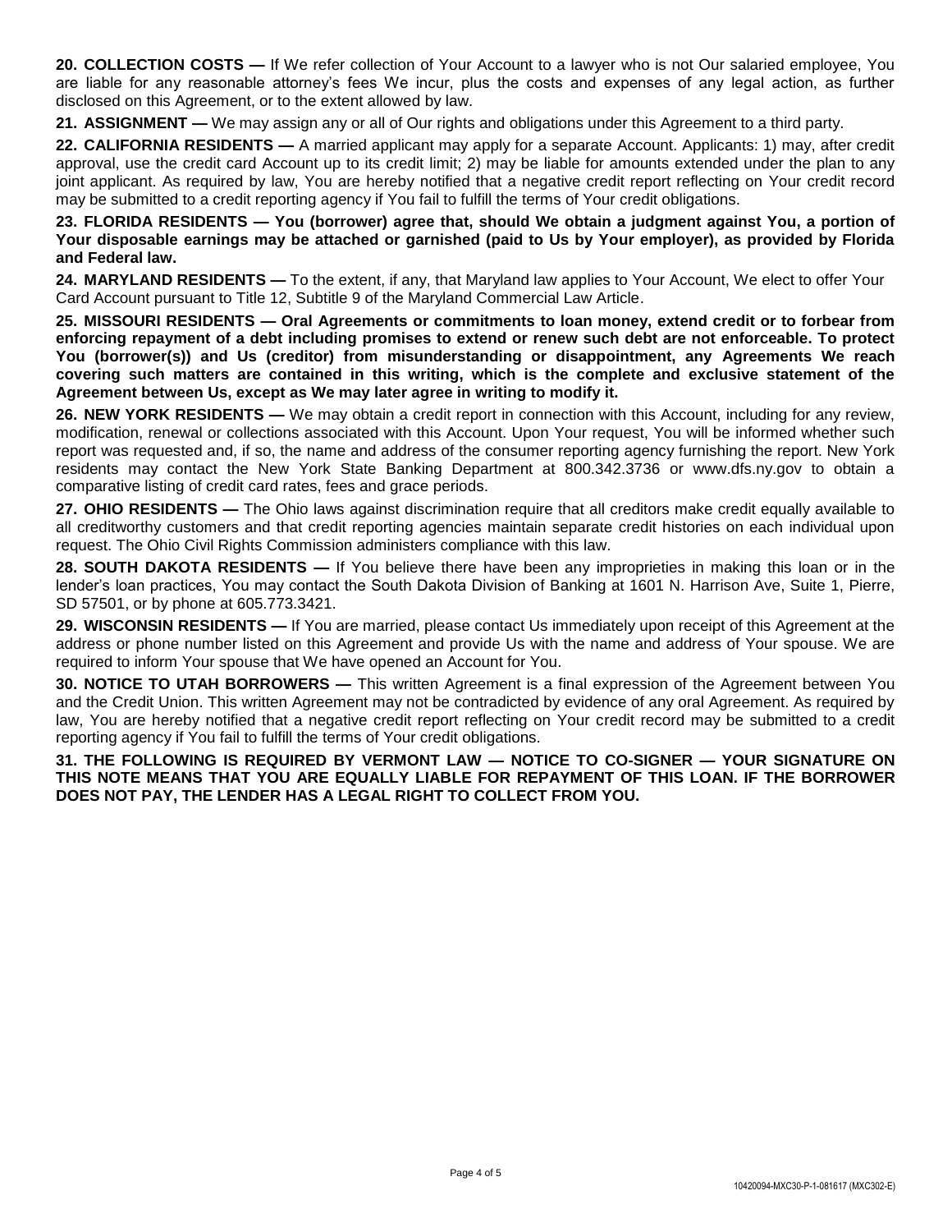**20. COLLECTION COSTS —** If We refer collection of Your Account to a lawyer who is not Our salaried employee, You are liable for any reasonable attorney's fees We incur, plus the costs and expenses of any legal action, as further disclosed on this Agreement, or to the extent allowed by law.

**21. ASSIGNMENT —** We may assign any or all of Our rights and obligations under this Agreement to a third party.

**22. CALIFORNIA RESIDENTS —** A married applicant may apply for a separate Account. Applicants: 1) may, after credit approval, use the credit card Account up to its credit limit; 2) may be liable for amounts extended under the plan to any joint applicant. As required by law, You are hereby notified that a negative credit report reflecting on Your credit record may be submitted to a credit reporting agency if You fail to fulfill the terms of Your credit obligations.

**23. FLORIDA RESIDENTS — You (borrower) agree that, should We obtain a judgment against You, a portion of Your disposable earnings may be attached or garnished (paid to Us by Your employer), as provided by Florida and Federal law.**

**24. MARYLAND RESIDENTS —** To the extent, if any, that Maryland law applies to Your Account, We elect to offer Your Card Account pursuant to Title 12, Subtitle 9 of the Maryland Commercial Law Article.

**25. MISSOURI RESIDENTS — Oral Agreements or commitments to loan money, extend credit or to forbear from enforcing repayment of a debt including promises to extend or renew such debt are not enforceable. To protect You (borrower(s)) and Us (creditor) from misunderstanding or disappointment, any Agreements We reach covering such matters are contained in this writing, which is the complete and exclusive statement of the Agreement between Us, except as We may later agree in writing to modify it.**

**26. NEW YORK RESIDENTS —** We may obtain a credit report in connection with this Account, including for any review, modification, renewal or collections associated with this Account. Upon Your request, You will be informed whether such report was requested and, if so, the name and address of the consumer reporting agency furnishing the report. New York residents may contact the New York State Banking Department at 800.342.3736 or www.dfs.ny.gov to obtain a comparative listing of credit card rates, fees and grace periods.

**27. OHIO RESIDENTS —** The Ohio laws against discrimination require that all creditors make credit equally available to all creditworthy customers and that credit reporting agencies maintain separate credit histories on each individual upon request. The Ohio Civil Rights Commission administers compliance with this law.

**28. SOUTH DAKOTA RESIDENTS —** If You believe there have been any improprieties in making this loan or in the lender's loan practices, You may contact the South Dakota Division of Banking at 1601 N. Harrison Ave, Suite 1, Pierre, SD 57501, or by phone at 605.773.3421.

**29. WISCONSIN RESIDENTS —** If You are married, please contact Us immediately upon receipt of this Agreement at the address or phone number listed on this Agreement and provide Us with the name and address of Your spouse. We are required to inform Your spouse that We have opened an Account for You.

**30. NOTICE TO UTAH BORROWERS —** This written Agreement is a final expression of the Agreement between You and the Credit Union. This written Agreement may not be contradicted by evidence of any oral Agreement. As required by law, You are hereby notified that a negative credit report reflecting on Your credit record may be submitted to a credit reporting agency if You fail to fulfill the terms of Your credit obligations.

**31. THE FOLLOWING IS REQUIRED BY VERMONT LAW — NOTICE TO CO-SIGNER — YOUR SIGNATURE ON THIS NOTE MEANS THAT YOU ARE EQUALLY LIABLE FOR REPAYMENT OF THIS LOAN. IF THE BORROWER DOES NOT PAY, THE LENDER HAS A LEGAL RIGHT TO COLLECT FROM YOU.**

10420094-MXC30-P-1-081617 (MXC302-E)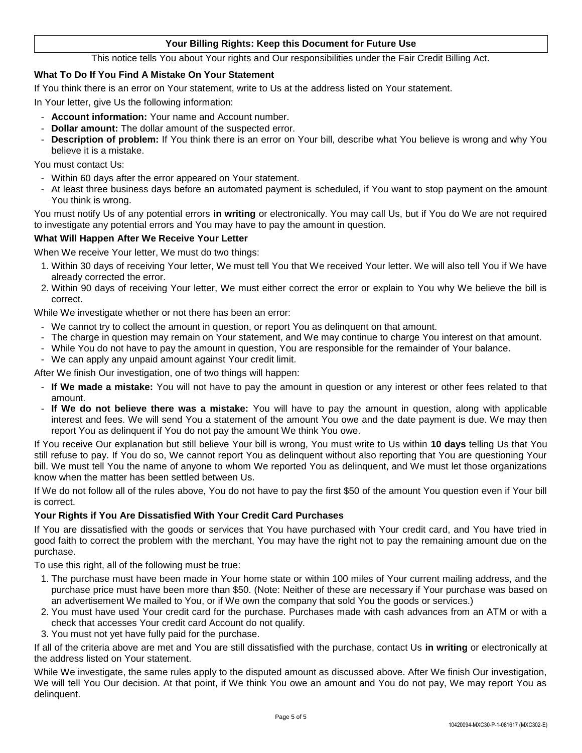## Your Billing Rights: Keep this Document for Future Use

This notice tells You about Your rights and Our responsibilities under the Fair Credit Billing Act.

### What To Do If You Find A Mistake On Your Statement

If You think there is an error on Your statement, write to Us at the address listed on Your statement.

In Your letter, give Us the following information:

- **Account information:** Your name and Account number.
- **Dollar amount:** The dollar amount of the suspected error.
- **Description of problem:** If You think there is an error on Your bill, describe what You believe is wrong and why You believe it is a mistake.

You must contact Us:

- Within 60 days after the error appeared on Your statement.
- At least three business days before an automated payment is scheduled, if You want to stop payment on the amount You think is wrong.

You must notify Us of any potential errors **in writing** or electronically. You may call Us, but if You do We are not required to investigate any potential errors and You may have to pay the amount in question.

### What Will Happen After We Receive Your Letter

When We receive Your letter, We must do two things:

1. Within 30 days of receiving Your letter, We must tell You that We received Your letter. We will also tell You if We have already corrected the error.
2. Within 90 days of receiving Your letter, We must either correct the error or explain to You why We believe the bill is correct.

While We investigate whether or not there has been an error:

- We cannot try to collect the amount in question, or report You as delinquent on that amount.
- The charge in question may remain on Your statement, and We may continue to charge You interest on that amount.
- While You do not have to pay the amount in question, You are responsible for the remainder of Your balance.
- We can apply any unpaid amount against Your credit limit.

After We finish Our investigation, one of two things will happen:

- **If We made a mistake:** You will not have to pay the amount in question or any interest or other fees related to that amount.
- **If We do not believe there was a mistake:** You will have to pay the amount in question, along with applicable interest and fees. We will send You a statement of the amount You owe and the date payment is due. We may then report You as delinquent if You do not pay the amount We think You owe.

If You receive Our explanation but still believe Your bill is wrong, You must write to Us within **10 days** telling Us that You still refuse to pay. If You do so, We cannot report You as delinquent without also reporting that You are questioning Your bill. We must tell You the name of anyone to whom We reported You as delinquent, and We must let those organizations know when the matter has been settled between Us.

If We do not follow all of the rules above, You do not have to pay the first $50 of the amount You question even if Your bill is correct.

### Your Rights if You Are Dissatisfied With Your Credit Card Purchases

If You are dissatisfied with the goods or services that You have purchased with Your credit card, and You have tried in good faith to correct the problem with the merchant, You may have the right not to pay the remaining amount due on the purchase.

To use this right, all of the following must be true:

1. The purchase must have been made in Your home state or within 100 miles of Your current mailing address, and the purchase price must have been more than $50. (Note: Neither of these are necessary if Your purchase was based on an advertisement We mailed to You, or if We own the company that sold You the goods or services.)
2. You must have used Your credit card for the purchase. Purchases made with cash advances from an ATM or with a check that accesses Your credit card Account do not qualify.
3. You must not yet have fully paid for the purchase.

If all of the criteria above are met and You are still dissatisfied with the purchase, contact Us **in writing** or electronically at the address listed on Your statement.

While We investigate, the same rules apply to the disputed amount as discussed above. After We finish Our investigation, We will tell You Our decision. At that point, if We think You owe an amount and You do not pay, We may report You as delinquent.

10420094-MXC30-P-1-081617 (MXC302-E)